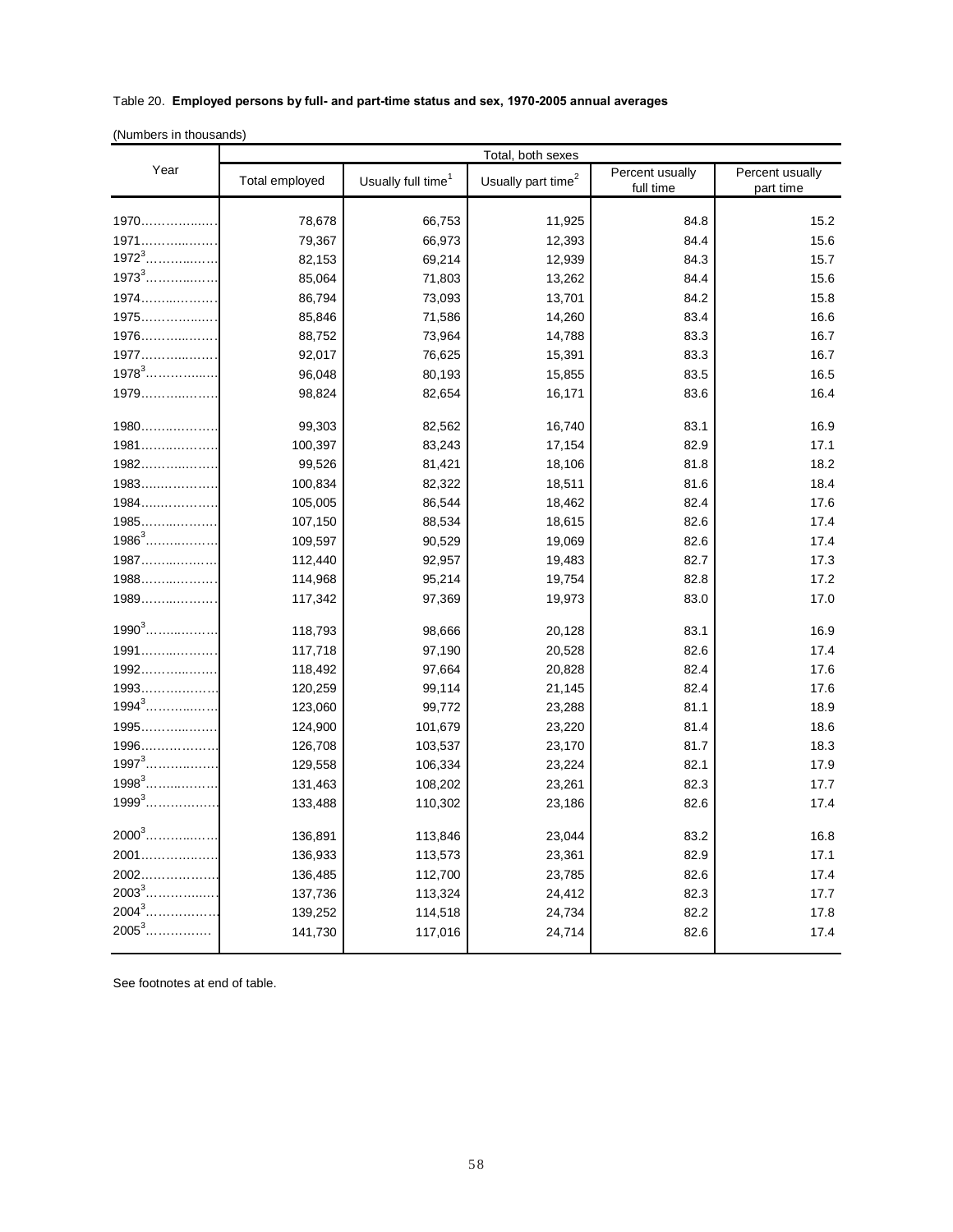Table 20. **Employed persons by full- and part-time status and sex, 1970-2005 annual averages**

(Numbers in thousands)

| Year | Total, both sexes | | | | |
|---|---|---|---|---|---|
| | Total employed | Usually full time[1] | Usually part time[2] | Percent usually full time | Percent usually part time |
| 1970 | 78,678 | 66,753 | 11,925 | 84.8 | 15.2 |
| 1971 | 79,367 | 66,973 | 12,393 | 84.4 | 15.6 |
| 1972[3] | 82,153 | 69,214 | 12,939 | 84.3 | 15.7 |
| 1973[3] | 85,064 | 71,803 | 13,262 | 84.4 | 15.6 |
| 1974 | 86,794 | 73,093 | 13,701 | 84.2 | 15.8 |
| 1975 | 85,846 | 71,586 | 14,260 | 83.4 | 16.6 |
| 1976 | 88,752 | 73,964 | 14,788 | 83.3 | 16.7 |
| 1977 | 92,017 | 76,625 | 15,391 | 83.3 | 16.7 |
| 1978[3] | 96,048 | 80,193 | 15,855 | 83.5 | 16.5 |
| 1979 | 98,824 | 82,654 | 16,171 | 83.6 | 16.4 |
| 1980 | 99,303 | 82,562 | 16,740 | 83.1 | 16.9 |
| 1981 | 100,397 | 83,243 | 17,154 | 82.9 | 17.1 |
| 1982 | 99,526 | 81,421 | 18,106 | 81.8 | 18.2 |
| 1983 | 100,834 | 82,322 | 18,511 | 81.6 | 18.4 |
| 1984 | 105,005 | 86,544 | 18,462 | 82.4 | 17.6 |
| 1985 | 107,150 | 88,534 | 18,615 | 82.6 | 17.4 |
| 1986[3] | 109,597 | 90,529 | 19,069 | 82.6 | 17.4 |
| 1987 | 112,440 | 92,957 | 19,483 | 82.7 | 17.3 |
| 1988 | 114,968 | 95,214 | 19,754 | 82.8 | 17.2 |
| 1989 | 117,342 | 97,369 | 19,973 | 83.0 | 17.0 |
| 1990[3] | 118,793 | 98,666 | 20,128 | 83.1 | 16.9 |
| 1991 | 117,718 | 97,190 | 20,528 | 82.6 | 17.4 |
| 1992 | 118,492 | 97,664 | 20,828 | 82.4 | 17.6 |
| 1993 | 120,259 | 99,114 | 21,145 | 82.4 | 17.6 |
| 1994[3] | 123,060 | 99,772 | 23,288 | 81.1 | 18.9 |
| 1995 | 124,900 | 101,679 | 23,220 | 81.4 | 18.6 |
| 1996 | 126,708 | 103,537 | 23,170 | 81.7 | 18.3 |
| 1997[3] | 129,558 | 106,334 | 23,224 | 82.1 | 17.9 |
| 1998[3] | 131,463 | 108,202 | 23,261 | 82.3 | 17.7 |
| 1999[3] | 133,488 | 110,302 | 23,186 | 82.6 | 17.4 |
| 2000[3] | 136,891 | 113,846 | 23,044 | 83.2 | 16.8 |
| 2001 | 136,933 | 113,573 | 23,361 | 82.9 | 17.1 |
| 2002 | 136,485 | 112,700 | 23,785 | 82.6 | 17.4 |
| 2003[3] | 137,736 | 113,324 | 24,412 | 82.3 | 17.7 |
| 2004[3] | 139,252 | 114,518 | 24,734 | 82.2 | 17.8 |
| 2005[3] | 141,730 | 117,016 | 24,714 | 82.6 | 17.4 |

See footnotes at end of table.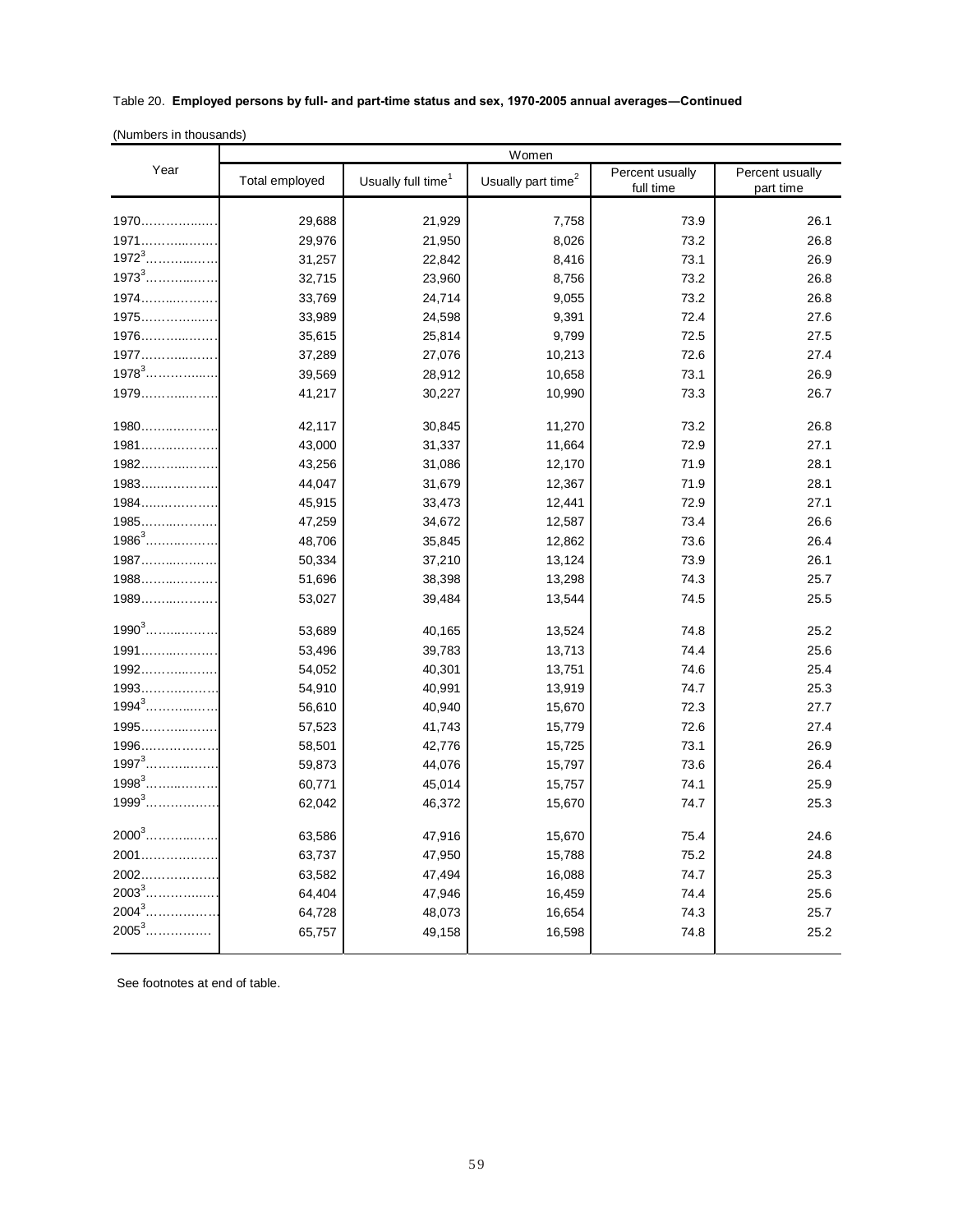Table 20. **Employed persons by full- and part-time status and sex, 1970-2005 annual averages—Continued**

(Numbers in thousands)

| Year | Women | | | | |
|---|---|---|---|---|---|
| | Total employed | Usually full time[1] | Usually part time[2] | Percent usually full time | Percent usually part time |
| 1970 | 29,688 | 21,929 | 7,758 | 73.9 | 26.1 |
| 1971 | 29,976 | 21,950 | 8,026 | 73.2 | 26.8 |
| 1972[3] | 31,257 | 22,842 | 8,416 | 73.1 | 26.9 |
| 1973[3] | 32,715 | 23,960 | 8,756 | 73.2 | 26.8 |
| 1974 | 33,769 | 24,714 | 9,055 | 73.2 | 26.8 |
| 1975 | 33,989 | 24,598 | 9,391 | 72.4 | 27.6 |
| 1976 | 35,615 | 25,814 | 9,799 | 72.5 | 27.5 |
| 1977 | 37,289 | 27,076 | 10,213 | 72.6 | 27.4 |
| 1978[3] | 39,569 | 28,912 | 10,658 | 73.1 | 26.9 |
| 1979 | 41,217 | 30,227 | 10,990 | 73.3 | 26.7 |
| 1980 | 42,117 | 30,845 | 11,270 | 73.2 | 26.8 |
| 1981 | 43,000 | 31,337 | 11,664 | 72.9 | 27.1 |
| 1982 | 43,256 | 31,086 | 12,170 | 71.9 | 28.1 |
| 1983 | 44,047 | 31,679 | 12,367 | 71.9 | 28.1 |
| 1984 | 45,915 | 33,473 | 12,441 | 72.9 | 27.1 |
| 1985 | 47,259 | 34,672 | 12,587 | 73.4 | 26.6 |
| 1986[3] | 48,706 | 35,845 | 12,862 | 73.6 | 26.4 |
| 1987 | 50,334 | 37,210 | 13,124 | 73.9 | 26.1 |
| 1988 | 51,696 | 38,398 | 13,298 | 74.3 | 25.7 |
| 1989 | 53,027 | 39,484 | 13,544 | 74.5 | 25.5 |
| 1990[3] | 53,689 | 40,165 | 13,524 | 74.8 | 25.2 |
| 1991 | 53,496 | 39,783 | 13,713 | 74.4 | 25.6 |
| 1992 | 54,052 | 40,301 | 13,751 | 74.6 | 25.4 |
| 1993 | 54,910 | 40,991 | 13,919 | 74.7 | 25.3 |
| 1994[3] | 56,610 | 40,940 | 15,670 | 72.3 | 27.7 |
| 1995 | 57,523 | 41,743 | 15,779 | 72.6 | 27.4 |
| 1996 | 58,501 | 42,776 | 15,725 | 73.1 | 26.9 |
| 1997[3] | 59,873 | 44,076 | 15,797 | 73.6 | 26.4 |
| 1998[3] | 60,771 | 45,014 | 15,757 | 74.1 | 25.9 |
| 1999[3] | 62,042 | 46,372 | 15,670 | 74.7 | 25.3 |
| 2000[3] | 63,586 | 47,916 | 15,670 | 75.4 | 24.6 |
| 2001 | 63,737 | 47,950 | 15,788 | 75.2 | 24.8 |
| 2002 | 63,582 | 47,494 | 16,088 | 74.7 | 25.3 |
| 2003[3] | 64,404 | 47,946 | 16,459 | 74.4 | 25.6 |
| 2004[3] | 64,728 | 48,073 | 16,654 | 74.3 | 25.7 |
| 2005[3] | 65,757 | 49,158 | 16,598 | 74.8 | 25.2 |

See footnotes at end of table.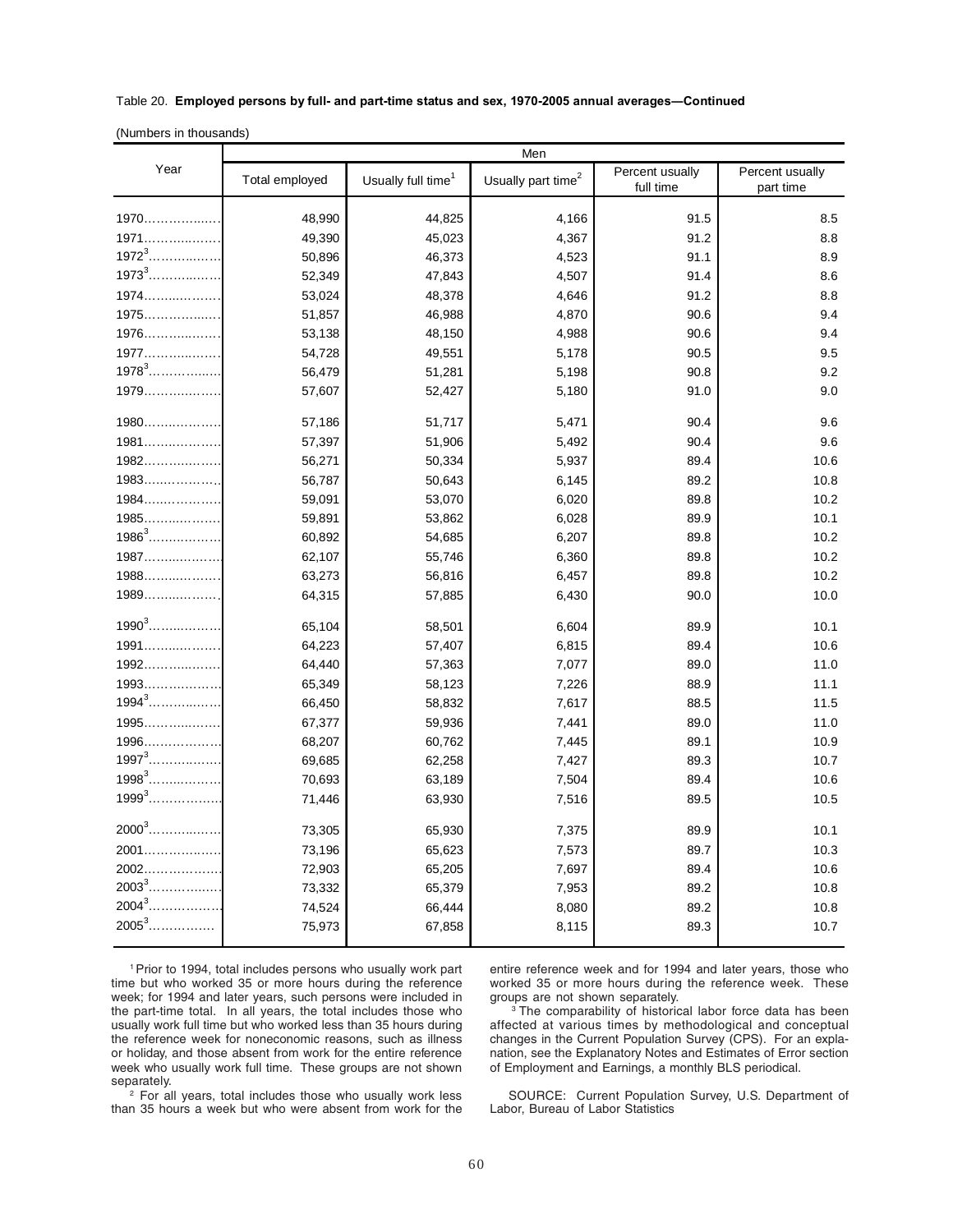Table 20. **Employed persons by full- and part-time status and sex, 1970-2005 annual averages—Continued**

(Numbers in thousands)

| Year | Men | | | | |
|---|---|---|---|---|---|
| | Total employed | Usually full time[1] | Usually part time[2] | Percent usually full time | Percent usually part time |
| 1970 | 48,990 | 44,825 | 4,166 | 91.5 | 8.5 |
| 1971 | 49,390 | 45,023 | 4,367 | 91.2 | 8.8 |
| 1972[3] | 50,896 | 46,373 | 4,523 | 91.1 | 8.9 |
| 1973[3] | 52,349 | 47,843 | 4,507 | 91.4 | 8.6 |
| 1974 | 53,024 | 48,378 | 4,646 | 91.2 | 8.8 |
| 1975 | 51,857 | 46,988 | 4,870 | 90.6 | 9.4 |
| 1976 | 53,138 | 48,150 | 4,988 | 90.6 | 9.4 |
| 1977 | 54,728 | 49,551 | 5,178 | 90.5 | 9.5 |
| 1978[3] | 56,479 | 51,281 | 5,198 | 90.8 | 9.2 |
| 1979 | 57,607 | 52,427 | 5,180 | 91.0 | 9.0 |
| 1980 | 57,186 | 51,717 | 5,471 | 90.4 | 9.6 |
| 1981 | 57,397 | 51,906 | 5,492 | 90.4 | 9.6 |
| 1982 | 56,271 | 50,334 | 5,937 | 89.4 | 10.6 |
| 1983 | 56,787 | 50,643 | 6,145 | 89.2 | 10.8 |
| 1984 | 59,091 | 53,070 | 6,020 | 89.8 | 10.2 |
| 1985 | 59,891 | 53,862 | 6,028 | 89.9 | 10.1 |
| 1986[3] | 60,892 | 54,685 | 6,207 | 89.8 | 10.2 |
| 1987 | 62,107 | 55,746 | 6,360 | 89.8 | 10.2 |
| 1988 | 63,273 | 56,816 | 6,457 | 89.8 | 10.2 |
| 1989 | 64,315 | 57,885 | 6,430 | 90.0 | 10.0 |
| 1990[3] | 65,104 | 58,501 | 6,604 | 89.9 | 10.1 |
| 1991 | 64,223 | 57,407 | 6,815 | 89.4 | 10.6 |
| 1992 | 64,440 | 57,363 | 7,077 | 89.0 | 11.0 |
| 1993 | 65,349 | 58,123 | 7,226 | 88.9 | 11.1 |
| 1994[3] | 66,450 | 58,832 | 7,617 | 88.5 | 11.5 |
| 1995 | 67,377 | 59,936 | 7,441 | 89.0 | 11.0 |
| 1996 | 68,207 | 60,762 | 7,445 | 89.1 | 10.9 |
| 1997[3] | 69,685 | 62,258 | 7,427 | 89.3 | 10.7 |
| 1998[3] | 70,693 | 63,189 | 7,504 | 89.4 | 10.6 |
| 1999[3] | 71,446 | 63,930 | 7,516 | 89.5 | 10.5 |
| 2000[3] | 73,305 | 65,930 | 7,375 | 89.9 | 10.1 |
| 2001 | 73,196 | 65,623 | 7,573 | 89.7 | 10.3 |
| 2002 | 72,903 | 65,205 | 7,697 | 89.4 | 10.6 |
| 2003[3] | 73,332 | 65,379 | 7,953 | 89.2 | 10.8 |
| 2004[3] | 74,524 | 66,444 | 8,080 | 89.2 | 10.8 |
| 2005[3] | 75,973 | 67,858 | 8,115 | 89.3 | 10.7 |

[1] Prior to 1994, total includes persons who usually work part time but who worked 35 or more hours during the reference week; for 1994 and later years, such persons were included in the part-time total. In all years, the total includes those who usually work full time but who worked less than 35 hours during the reference week for noneconomic reasons, such as illness or holiday, and those absent from work for the entire reference week who usually work full time. These groups are not shown separately.

[2] For all years, total includes those who usually work less than 35 hours a week but who were absent from work for the entire reference week and for 1994 and later years, those who worked 35 or more hours during the reference week. These groups are not shown separately.

[3] The comparability of historical labor force data has been affected at various times by methodological and conceptual changes in the Current Population Survey (CPS). For an explanation, see the Explanatory Notes and Estimates of Error section of Employment and Earnings, a monthly BLS periodical.

SOURCE: Current Population Survey, U.S. Department of Labor, Bureau of Labor Statistics